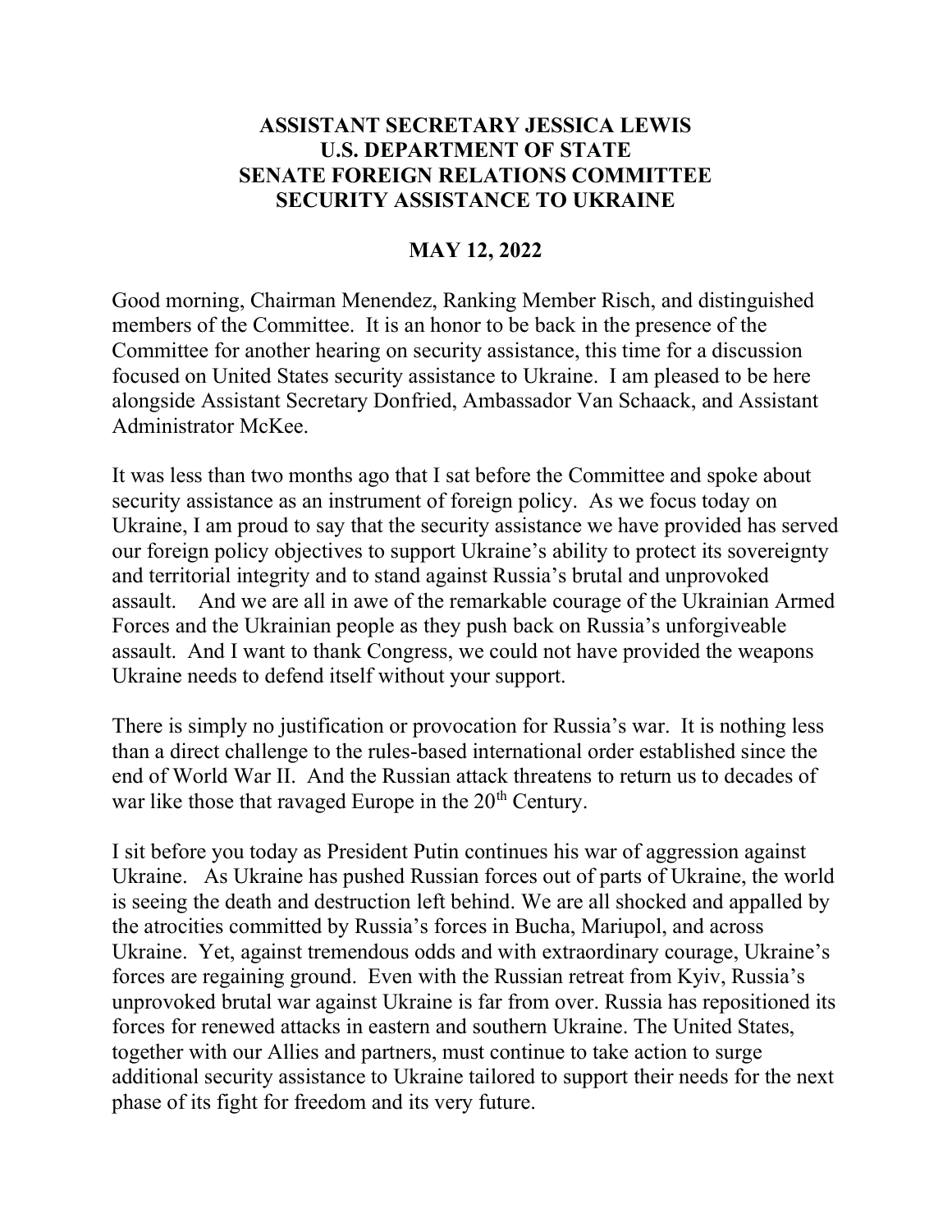**ASSISTANT SECRETARY JESSICA LEWIS**
**U.S. DEPARTMENT OF STATE**
**SENATE FOREIGN RELATIONS COMMITTEE**
**SECURITY ASSISTANCE TO UKRAINE**

**MAY 12, 2022**

Good morning, Chairman Menendez, Ranking Member Risch, and distinguished members of the Committee. It is an honor to be back in the presence of the Committee for another hearing on security assistance, this time for a discussion focused on United States security assistance to Ukraine. I am pleased to be here alongside Assistant Secretary Donfried, Ambassador Van Schaack, and Assistant Administrator McKee.

It was less than two months ago that I sat before the Committee and spoke about security assistance as an instrument of foreign policy. As we focus today on Ukraine, I am proud to say that the security assistance we have provided has served our foreign policy objectives to support Ukraine's ability to protect its sovereignty and territorial integrity and to stand against Russia's brutal and unprovoked assault. And we are all in awe of the remarkable courage of the Ukrainian Armed Forces and the Ukrainian people as they push back on Russia's unforgiveable assault. And I want to thank Congress, we could not have provided the weapons Ukraine needs to defend itself without your support.

There is simply no justification or provocation for Russia's war. It is nothing less than a direct challenge to the rules-based international order established since the end of World War II. And the Russian attack threatens to return us to decades of war like those that ravaged Europe in the 20th Century.

I sit before you today as President Putin continues his war of aggression against Ukraine. As Ukraine has pushed Russian forces out of parts of Ukraine, the world is seeing the death and destruction left behind. We are all shocked and appalled by the atrocities committed by Russia's forces in Bucha, Mariupol, and across Ukraine. Yet, against tremendous odds and with extraordinary courage, Ukraine's forces are regaining ground. Even with the Russian retreat from Kyiv, Russia's unprovoked brutal war against Ukraine is far from over. Russia has repositioned its forces for renewed attacks in eastern and southern Ukraine. The United States, together with our Allies and partners, must continue to take action to surge additional security assistance to Ukraine tailored to support their needs for the next phase of its fight for freedom and its very future.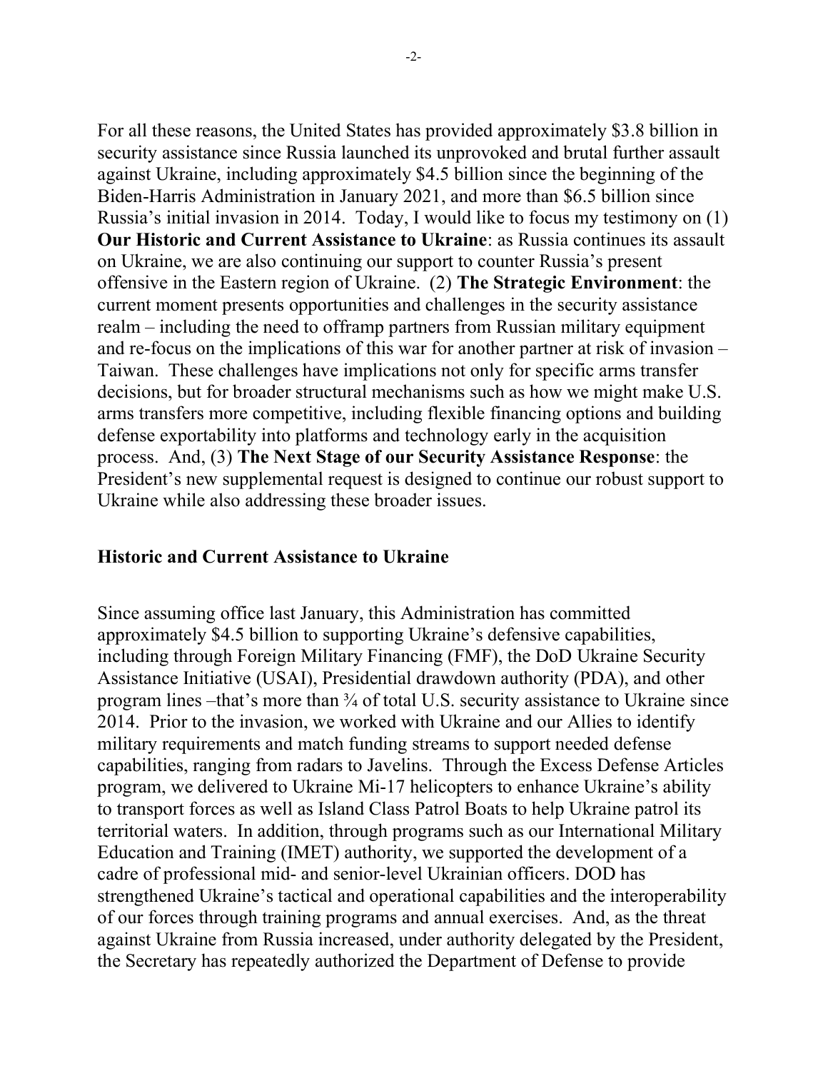For all these reasons, the United States has provided approximately $3.8 billion in security assistance since Russia launched its unprovoked and brutal further assault against Ukraine, including approximately $4.5 billion since the beginning of the Biden-Harris Administration in January 2021, and more than $6.5 billion since Russia's initial invasion in 2014. Today, I would like to focus my testimony on (1) **Our Historic and Current Assistance to Ukraine**: as Russia continues its assault on Ukraine, we are also continuing our support to counter Russia's present offensive in the Eastern region of Ukraine. (2) **The Strategic Environment**: the current moment presents opportunities and challenges in the security assistance realm – including the need to offramp partners from Russian military equipment and re-focus on the implications of this war for another partner at risk of invasion – Taiwan. These challenges have implications not only for specific arms transfer decisions, but for broader structural mechanisms such as how we might make U.S. arms transfers more competitive, including flexible financing options and building defense exportability into platforms and technology early in the acquisition process. And, (3) **The Next Stage of our Security Assistance Response**: the President's new supplemental request is designed to continue our robust support to Ukraine while also addressing these broader issues.

## Historic and Current Assistance to Ukraine

Since assuming office last January, this Administration has committed approximately $4.5 billion to supporting Ukraine's defensive capabilities, including through Foreign Military Financing (FMF), the DoD Ukraine Security Assistance Initiative (USAI), Presidential drawdown authority (PDA), and other program lines –that's more than ¾ of total U.S. security assistance to Ukraine since 2014. Prior to the invasion, we worked with Ukraine and our Allies to identify military requirements and match funding streams to support needed defense capabilities, ranging from radars to Javelins. Through the Excess Defense Articles program, we delivered to Ukraine Mi-17 helicopters to enhance Ukraine's ability to transport forces as well as Island Class Patrol Boats to help Ukraine patrol its territorial waters. In addition, through programs such as our International Military Education and Training (IMET) authority, we supported the development of a cadre of professional mid- and senior-level Ukrainian officers. DOD has strengthened Ukraine's tactical and operational capabilities and the interoperability of our forces through training programs and annual exercises. And, as the threat against Ukraine from Russia increased, under authority delegated by the President, the Secretary has repeatedly authorized the Department of Defense to provide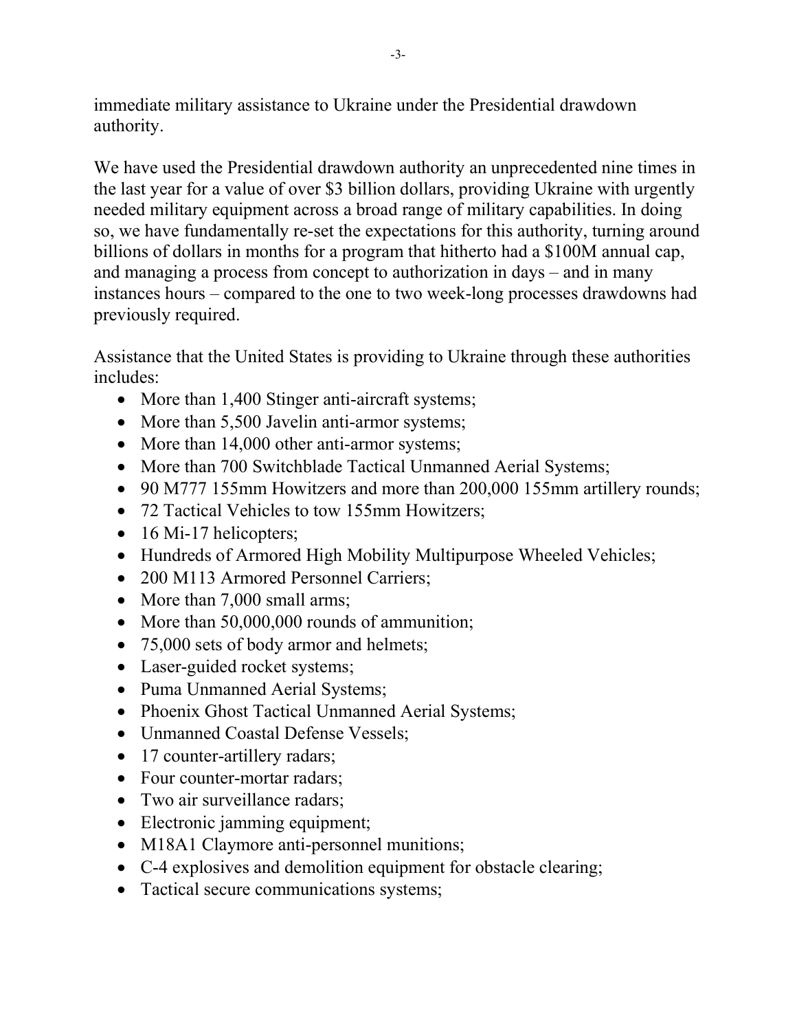immediate military assistance to Ukraine under the Presidential drawdown authority.

We have used the Presidential drawdown authority an unprecedented nine times in the last year for a value of over $3 billion dollars, providing Ukraine with urgently needed military equipment across a broad range of military capabilities. In doing so, we have fundamentally re-set the expectations for this authority, turning around billions of dollars in months for a program that hitherto had a $100M annual cap, and managing a process from concept to authorization in days – and in many instances hours – compared to the one to two week-long processes drawdowns had previously required.

Assistance that the United States is providing to Ukraine through these authorities includes:

- More than 1,400 Stinger anti-aircraft systems;
- More than 5,500 Javelin anti-armor systems;
- More than 14,000 other anti-armor systems;
- More than 700 Switchblade Tactical Unmanned Aerial Systems;
- 90 M777 155mm Howitzers and more than 200,000 155mm artillery rounds;
- 72 Tactical Vehicles to tow 155mm Howitzers;
- 16 Mi-17 helicopters;
- Hundreds of Armored High Mobility Multipurpose Wheeled Vehicles;
- 200 M113 Armored Personnel Carriers;
- More than 7,000 small arms;
- More than 50,000,000 rounds of ammunition;
- 75,000 sets of body armor and helmets;
- Laser-guided rocket systems;
- Puma Unmanned Aerial Systems;
- Phoenix Ghost Tactical Unmanned Aerial Systems;
- Unmanned Coastal Defense Vessels;
- 17 counter-artillery radars;
- Four counter-mortar radars;
- Two air surveillance radars;
- Electronic jamming equipment;
- M18A1 Claymore anti-personnel munitions;
- C-4 explosives and demolition equipment for obstacle clearing;
- Tactical secure communications systems;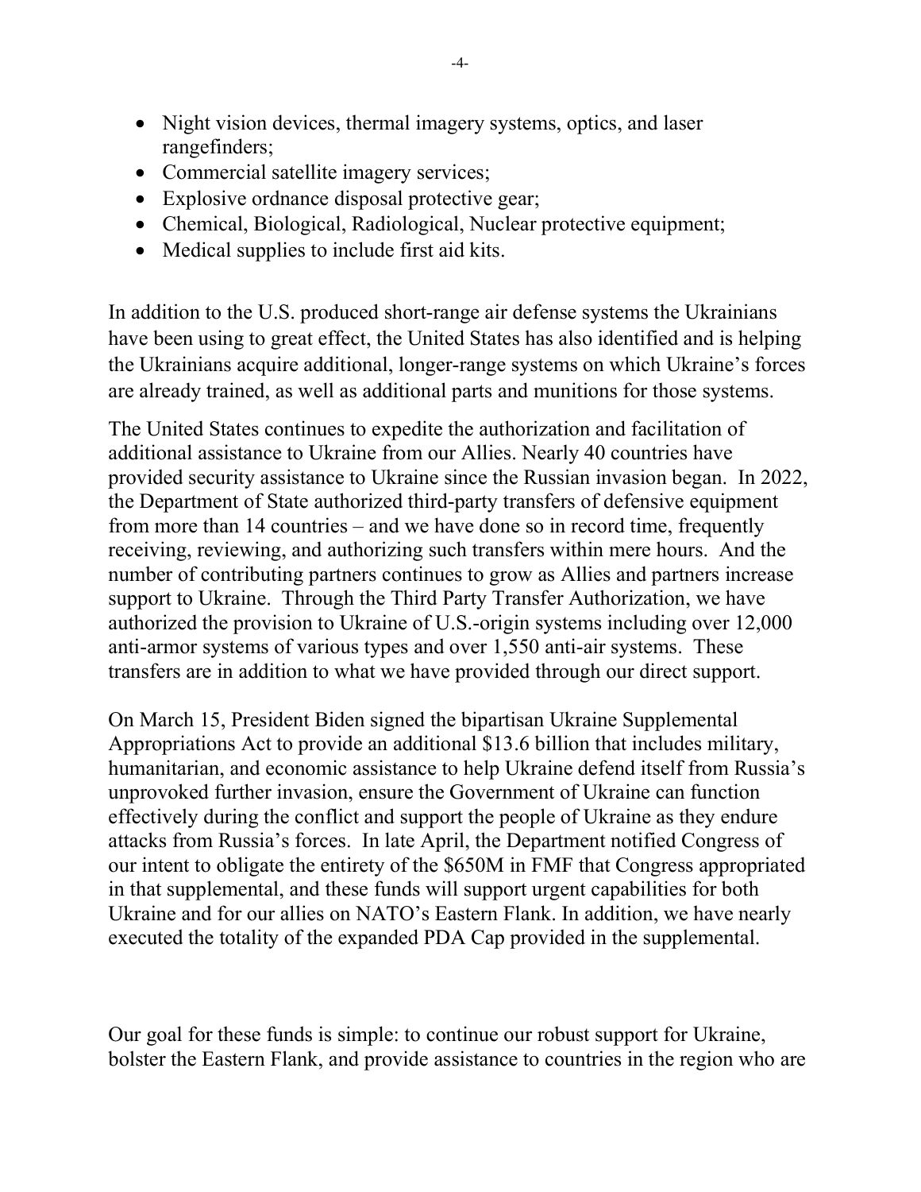- Night vision devices, thermal imagery systems, optics, and laser rangefinders;
- Commercial satellite imagery services;
- Explosive ordnance disposal protective gear;
- Chemical, Biological, Radiological, Nuclear protective equipment;
- Medical supplies to include first aid kits.

In addition to the U.S. produced short-range air defense systems the Ukrainians have been using to great effect, the United States has also identified and is helping the Ukrainians acquire additional, longer-range systems on which Ukraine's forces are already trained, as well as additional parts and munitions for those systems.

The United States continues to expedite the authorization and facilitation of additional assistance to Ukraine from our Allies. Nearly 40 countries have provided security assistance to Ukraine since the Russian invasion began. In 2022, the Department of State authorized third-party transfers of defensive equipment from more than 14 countries – and we have done so in record time, frequently receiving, reviewing, and authorizing such transfers within mere hours. And the number of contributing partners continues to grow as Allies and partners increase support to Ukraine. Through the Third Party Transfer Authorization, we have authorized the provision to Ukraine of U.S.-origin systems including over 12,000 anti-armor systems of various types and over 1,550 anti-air systems. These transfers are in addition to what we have provided through our direct support.

On March 15, President Biden signed the bipartisan Ukraine Supplemental Appropriations Act to provide an additional $13.6 billion that includes military, humanitarian, and economic assistance to help Ukraine defend itself from Russia's unprovoked further invasion, ensure the Government of Ukraine can function effectively during the conflict and support the people of Ukraine as they endure attacks from Russia's forces. In late April, the Department notified Congress of our intent to obligate the entirety of the $650M in FMF that Congress appropriated in that supplemental, and these funds will support urgent capabilities for both Ukraine and for our allies on NATO's Eastern Flank. In addition, we have nearly executed the totality of the expanded PDA Cap provided in the supplemental.

Our goal for these funds is simple: to continue our robust support for Ukraine, bolster the Eastern Flank, and provide assistance to countries in the region who are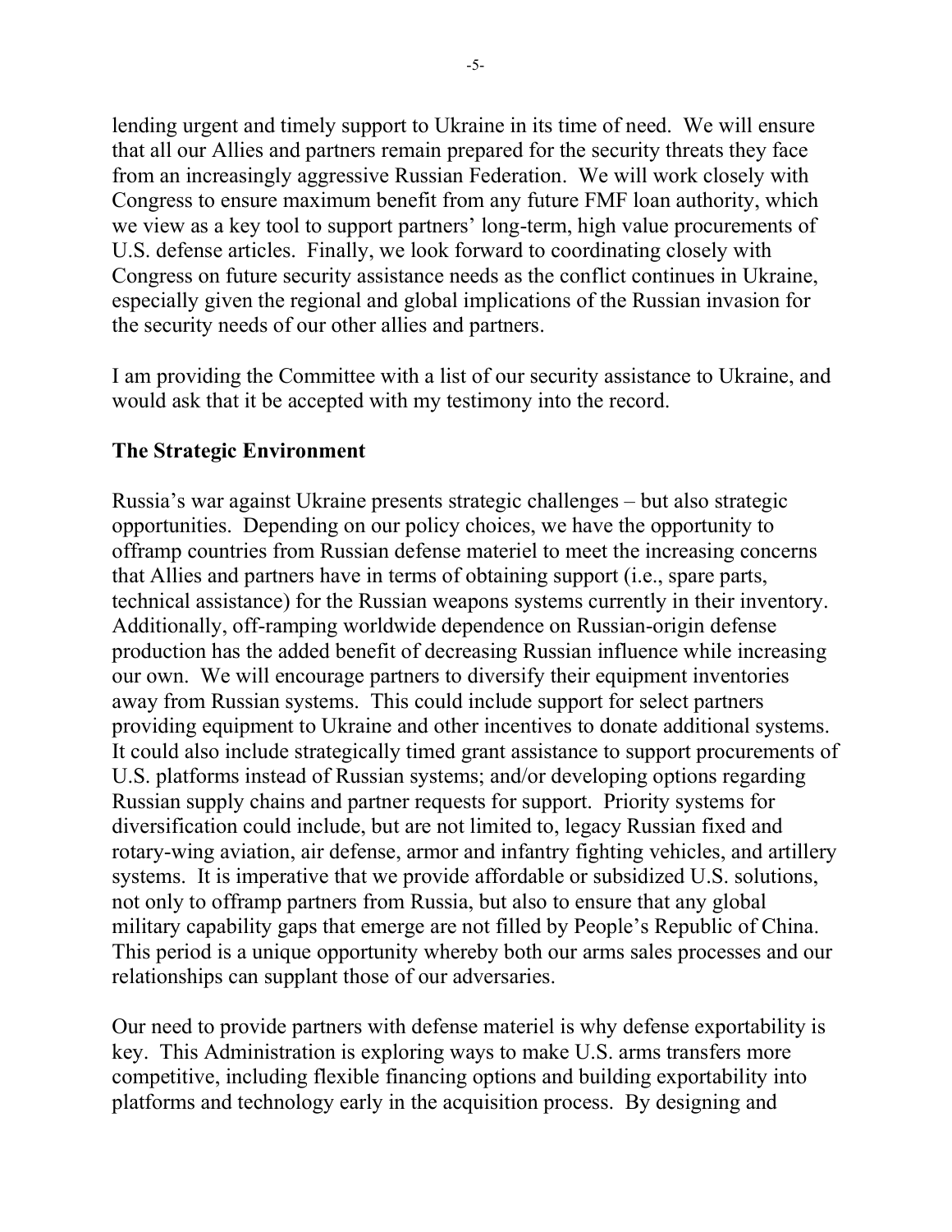lending urgent and timely support to Ukraine in its time of need. We will ensure that all our Allies and partners remain prepared for the security threats they face from an increasingly aggressive Russian Federation. We will work closely with Congress to ensure maximum benefit from any future FMF loan authority, which we view as a key tool to support partners' long-term, high value procurements of U.S. defense articles. Finally, we look forward to coordinating closely with Congress on future security assistance needs as the conflict continues in Ukraine, especially given the regional and global implications of the Russian invasion for the security needs of our other allies and partners.

I am providing the Committee with a list of our security assistance to Ukraine, and would ask that it be accepted with my testimony into the record.

## The Strategic Environment

Russia's war against Ukraine presents strategic challenges – but also strategic opportunities. Depending on our policy choices, we have the opportunity to offramp countries from Russian defense materiel to meet the increasing concerns that Allies and partners have in terms of obtaining support (i.e., spare parts, technical assistance) for the Russian weapons systems currently in their inventory. Additionally, off-ramping worldwide dependence on Russian-origin defense production has the added benefit of decreasing Russian influence while increasing our own. We will encourage partners to diversify their equipment inventories away from Russian systems. This could include support for select partners providing equipment to Ukraine and other incentives to donate additional systems. It could also include strategically timed grant assistance to support procurements of U.S. platforms instead of Russian systems; and/or developing options regarding Russian supply chains and partner requests for support. Priority systems for diversification could include, but are not limited to, legacy Russian fixed and rotary-wing aviation, air defense, armor and infantry fighting vehicles, and artillery systems. It is imperative that we provide affordable or subsidized U.S. solutions, not only to offramp partners from Russia, but also to ensure that any global military capability gaps that emerge are not filled by People's Republic of China. This period is a unique opportunity whereby both our arms sales processes and our relationships can supplant those of our adversaries.

Our need to provide partners with defense materiel is why defense exportability is key. This Administration is exploring ways to make U.S. arms transfers more competitive, including flexible financing options and building exportability into platforms and technology early in the acquisition process. By designing and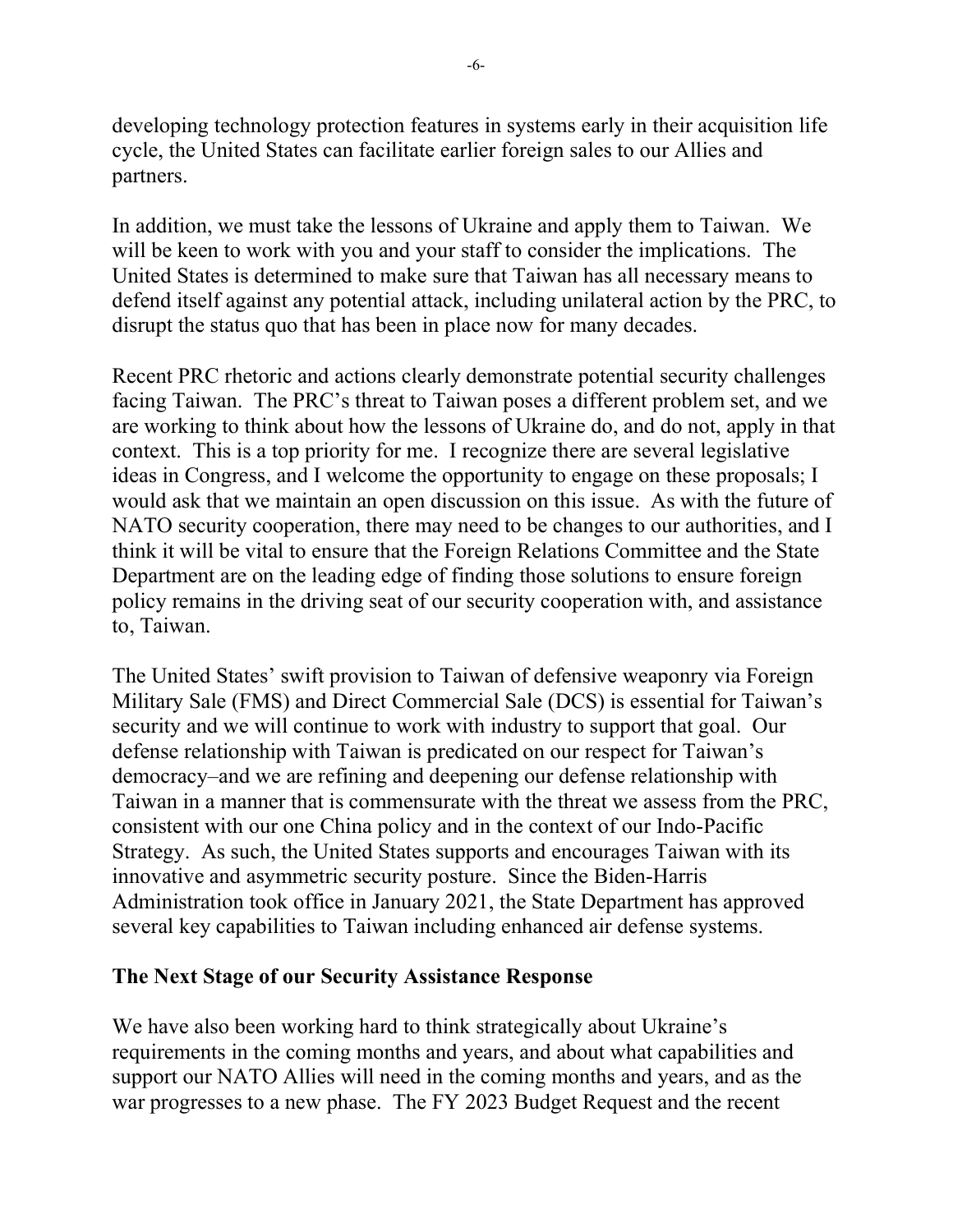developing technology protection features in systems early in their acquisition life cycle, the United States can facilitate earlier foreign sales to our Allies and partners.

In addition, we must take the lessons of Ukraine and apply them to Taiwan. We will be keen to work with you and your staff to consider the implications. The United States is determined to make sure that Taiwan has all necessary means to defend itself against any potential attack, including unilateral action by the PRC, to disrupt the status quo that has been in place now for many decades.

Recent PRC rhetoric and actions clearly demonstrate potential security challenges facing Taiwan. The PRC's threat to Taiwan poses a different problem set, and we are working to think about how the lessons of Ukraine do, and do not, apply in that context. This is a top priority for me. I recognize there are several legislative ideas in Congress, and I welcome the opportunity to engage on these proposals; I would ask that we maintain an open discussion on this issue. As with the future of NATO security cooperation, there may need to be changes to our authorities, and I think it will be vital to ensure that the Foreign Relations Committee and the State Department are on the leading edge of finding those solutions to ensure foreign policy remains in the driving seat of our security cooperation with, and assistance to, Taiwan.

The United States' swift provision to Taiwan of defensive weaponry via Foreign Military Sale (FMS) and Direct Commercial Sale (DCS) is essential for Taiwan's security and we will continue to work with industry to support that goal. Our defense relationship with Taiwan is predicated on our respect for Taiwan's democracy–and we are refining and deepening our defense relationship with Taiwan in a manner that is commensurate with the threat we assess from the PRC, consistent with our one China policy and in the context of our Indo-Pacific Strategy. As such, the United States supports and encourages Taiwan with its innovative and asymmetric security posture. Since the Biden-Harris Administration took office in January 2021, the State Department has approved several key capabilities to Taiwan including enhanced air defense systems.

## The Next Stage of our Security Assistance Response

We have also been working hard to think strategically about Ukraine's requirements in the coming months and years, and about what capabilities and support our NATO Allies will need in the coming months and years, and as the war progresses to a new phase. The FY 2023 Budget Request and the recent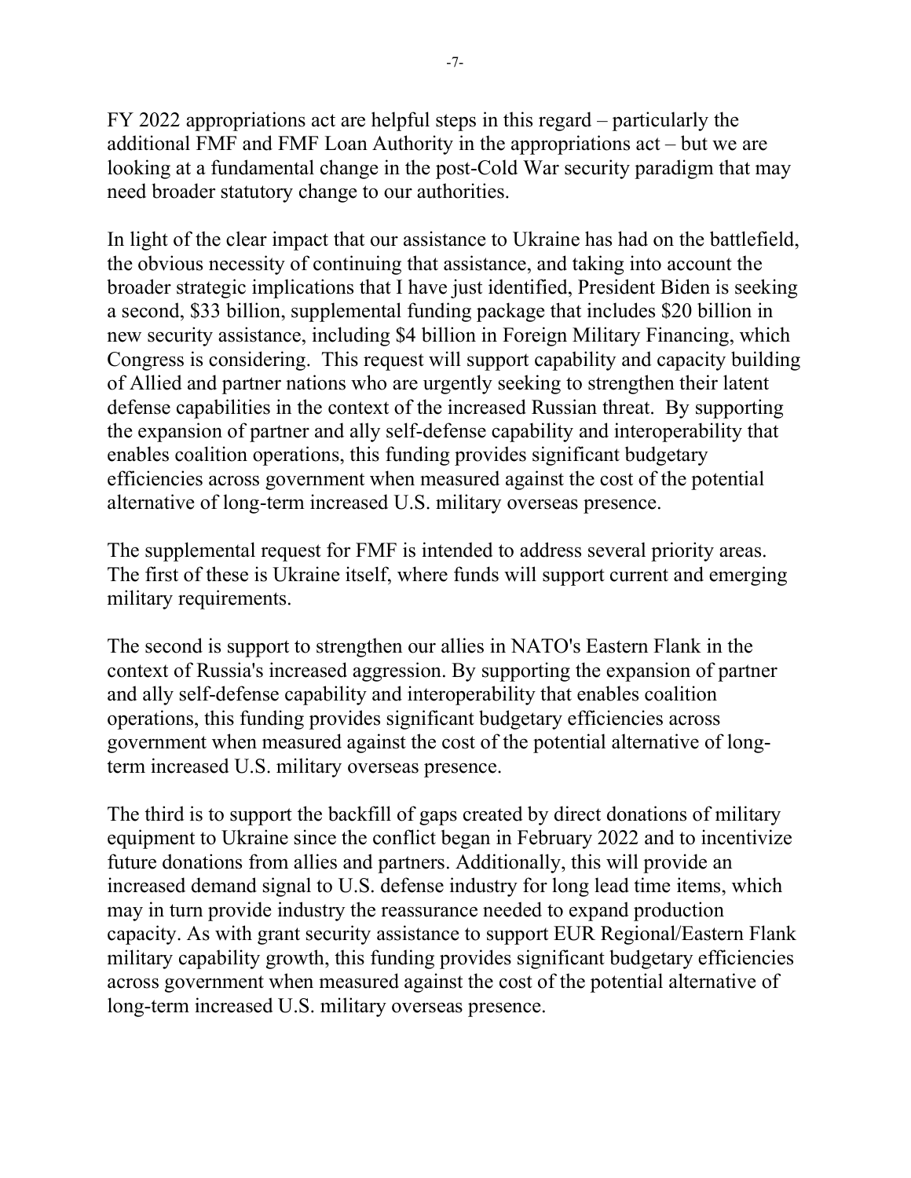FY 2022 appropriations act are helpful steps in this regard – particularly the additional FMF and FMF Loan Authority in the appropriations act – but we are looking at a fundamental change in the post-Cold War security paradigm that may need broader statutory change to our authorities.

In light of the clear impact that our assistance to Ukraine has had on the battlefield, the obvious necessity of continuing that assistance, and taking into account the broader strategic implications that I have just identified, President Biden is seeking a second, $33 billion, supplemental funding package that includes $20 billion in new security assistance, including $4 billion in Foreign Military Financing, which Congress is considering. This request will support capability and capacity building of Allied and partner nations who are urgently seeking to strengthen their latent defense capabilities in the context of the increased Russian threat. By supporting the expansion of partner and ally self-defense capability and interoperability that enables coalition operations, this funding provides significant budgetary efficiencies across government when measured against the cost of the potential alternative of long-term increased U.S. military overseas presence.

The supplemental request for FMF is intended to address several priority areas. The first of these is Ukraine itself, where funds will support current and emerging military requirements.

The second is support to strengthen our allies in NATO's Eastern Flank in the context of Russia's increased aggression. By supporting the expansion of partner and ally self-defense capability and interoperability that enables coalition operations, this funding provides significant budgetary efficiencies across government when measured against the cost of the potential alternative of long-term increased U.S. military overseas presence.

The third is to support the backfill of gaps created by direct donations of military equipment to Ukraine since the conflict began in February 2022 and to incentivize future donations from allies and partners. Additionally, this will provide an increased demand signal to U.S. defense industry for long lead time items, which may in turn provide industry the reassurance needed to expand production capacity. As with grant security assistance to support EUR Regional/Eastern Flank military capability growth, this funding provides significant budgetary efficiencies across government when measured against the cost of the potential alternative of long-term increased U.S. military overseas presence.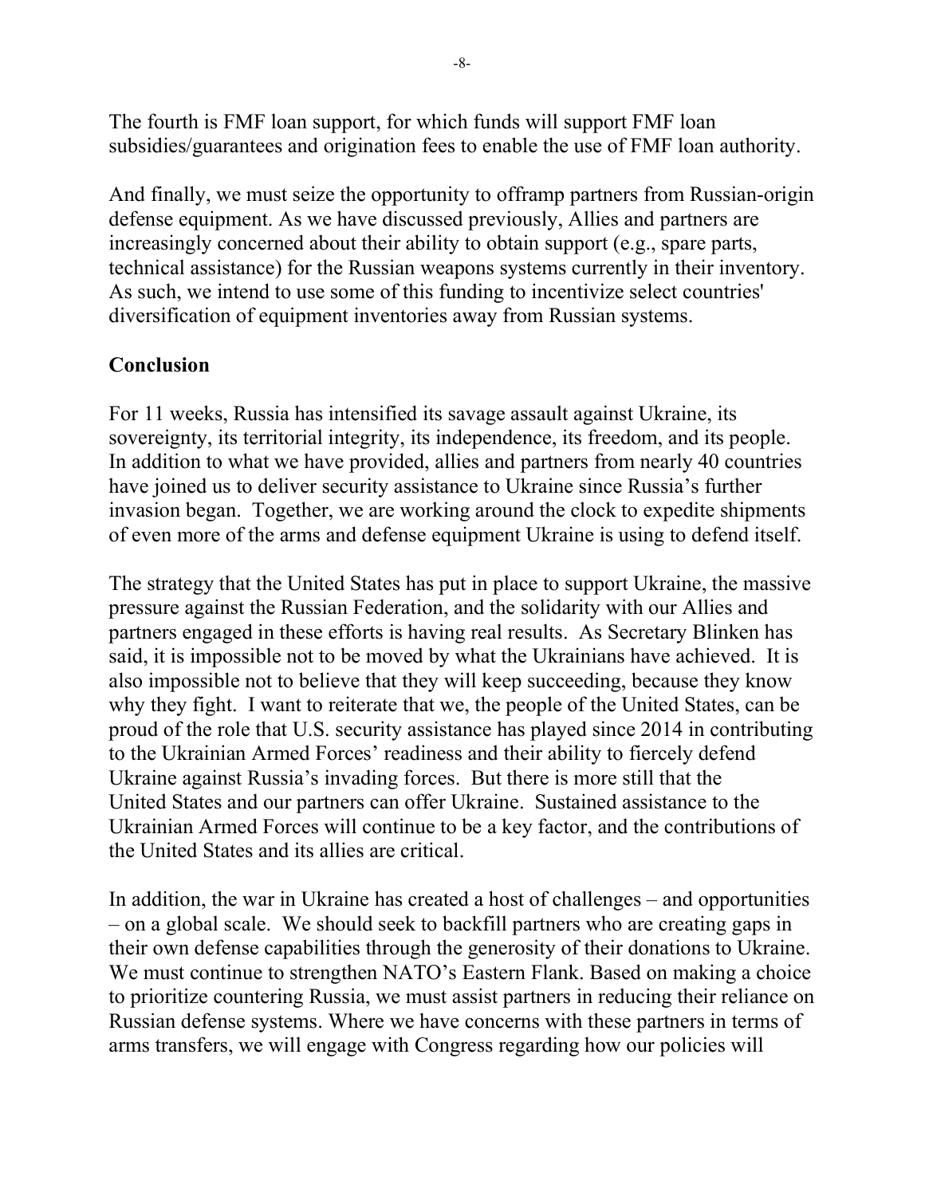The fourth is FMF loan support, for which funds will support FMF loan subsidies/guarantees and origination fees to enable the use of FMF loan authority.

And finally, we must seize the opportunity to offramp partners from Russian-origin defense equipment. As we have discussed previously, Allies and partners are increasingly concerned about their ability to obtain support (e.g., spare parts, technical assistance) for the Russian weapons systems currently in their inventory. As such, we intend to use some of this funding to incentivize select countries' diversification of equipment inventories away from Russian systems.

## Conclusion

For 11 weeks, Russia has intensified its savage assault against Ukraine, its sovereignty, its territorial integrity, its independence, its freedom, and its people. In addition to what we have provided, allies and partners from nearly 40 countries have joined us to deliver security assistance to Ukraine since Russia's further invasion began. Together, we are working around the clock to expedite shipments of even more of the arms and defense equipment Ukraine is using to defend itself.

The strategy that the United States has put in place to support Ukraine, the massive pressure against the Russian Federation, and the solidarity with our Allies and partners engaged in these efforts is having real results. As Secretary Blinken has said, it is impossible not to be moved by what the Ukrainians have achieved. It is also impossible not to believe that they will keep succeeding, because they know why they fight. I want to reiterate that we, the people of the United States, can be proud of the role that U.S. security assistance has played since 2014 in contributing to the Ukrainian Armed Forces' readiness and their ability to fiercely defend Ukraine against Russia's invading forces. But there is more still that the United States and our partners can offer Ukraine. Sustained assistance to the Ukrainian Armed Forces will continue to be a key factor, and the contributions of the United States and its allies are critical.

In addition, the war in Ukraine has created a host of challenges – and opportunities – on a global scale. We should seek to backfill partners who are creating gaps in their own defense capabilities through the generosity of their donations to Ukraine. We must continue to strengthen NATO's Eastern Flank. Based on making a choice to prioritize countering Russia, we must assist partners in reducing their reliance on Russian defense systems. Where we have concerns with these partners in terms of arms transfers, we will engage with Congress regarding how our policies will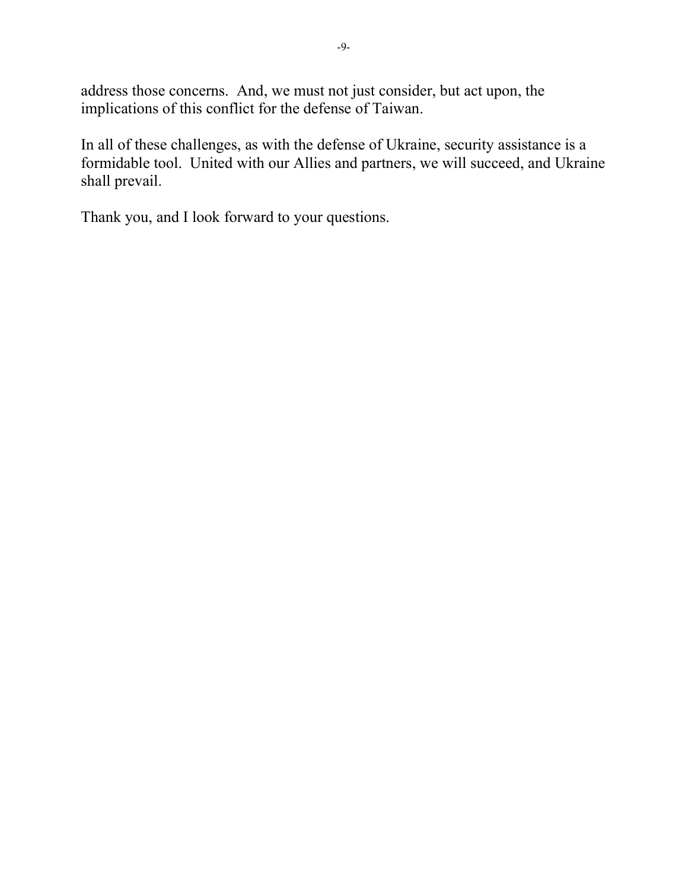address those concerns. And, we must not just consider, but act upon, the implications of this conflict for the defense of Taiwan.

In all of these challenges, as with the defense of Ukraine, security assistance is a formidable tool. United with our Allies and partners, we will succeed, and Ukraine shall prevail.

Thank you, and I look forward to your questions.